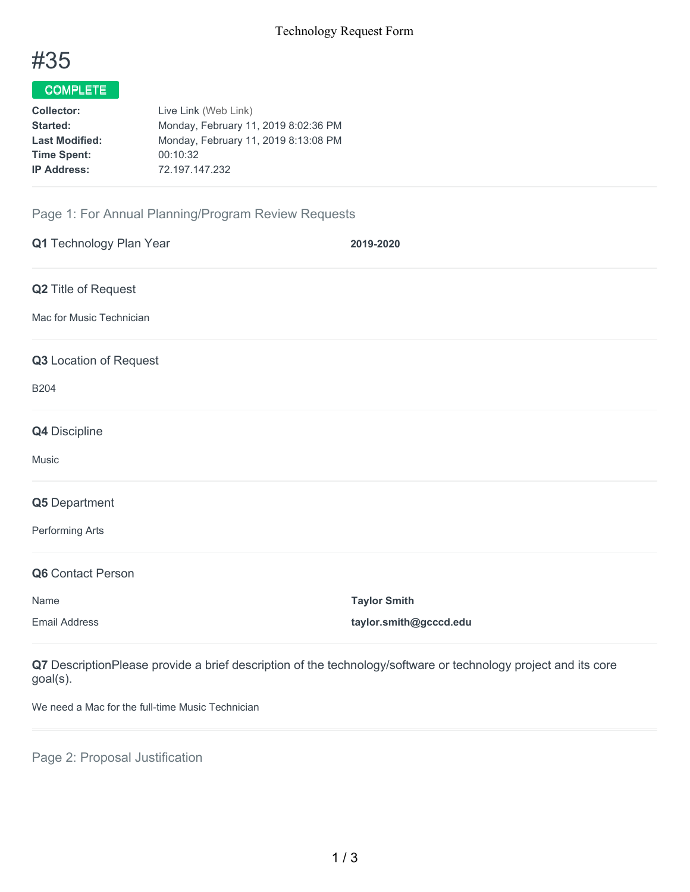# #35

**COMPLETE**

| | |
|---|---|
| **Collector:** | Live Link (Web Link) |
| **Started:** | Monday, February 11, 2019 8:02:36 PM |
| **Last Modified:** | Monday, February 11, 2019 8:13:08 PM |
| **Time Spent:** | 00:10:32 |
| **IP Address:** | 72.197.147.232 |

## Page 1: For Annual Planning/Program Review Requests

**Q1** Technology Plan Year

**2019-2020**

**Q2** Title of Request

Mac for Music Technician

**Q3** Location of Request

B204

**Q4** Discipline

Music

**Q5** Department

Performing Arts

**Q6** Contact Person

| | |
|---|---|
| Name | **Taylor Smith** |
| Email Address | **taylor.smith@gcccd.edu** |

**Q7** DescriptionPlease provide a brief description of the technology/software or technology project and its core goal(s).

We need a Mac for the full-time Music Technician

## Page 2: Proposal Justification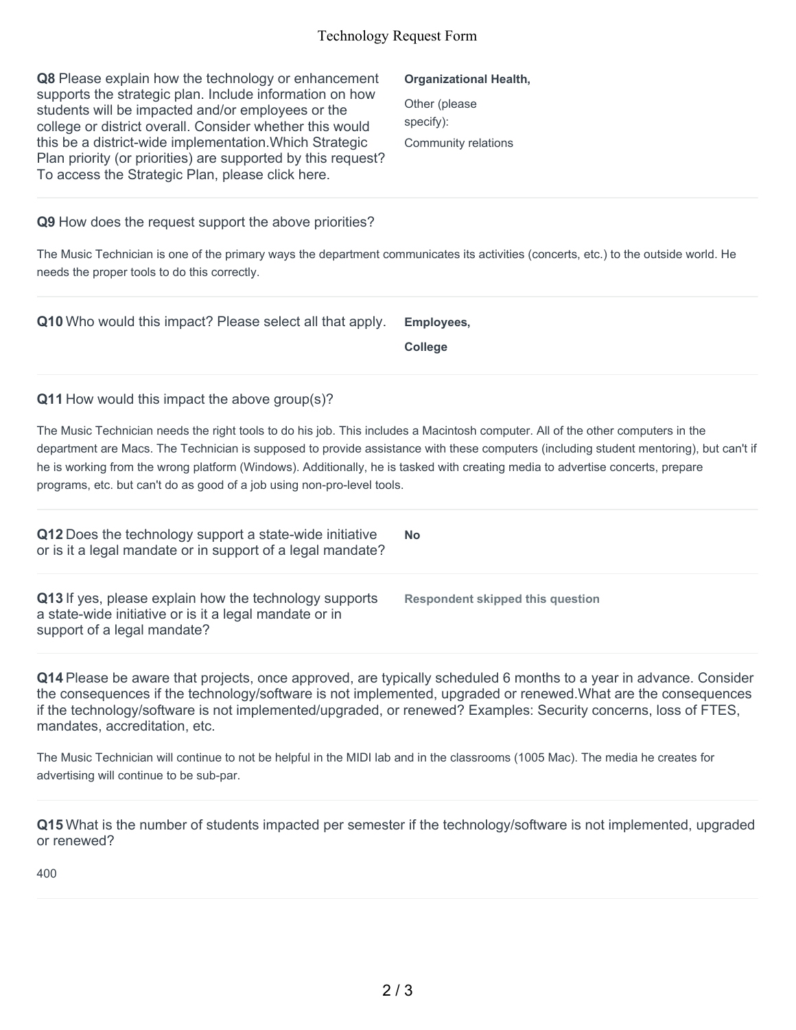**Q8** Please explain how the technology or enhancement supports the strategic plan. Include information on how students will be impacted and/or employees or the college or district overall. Consider whether this would this be a district-wide implementation.Which Strategic Plan priority (or priorities) are supported by this request? To access the Strategic Plan, please click here.

**Organizational Health,**

Other (please specify):

Community relations

**Q9** How does the request support the above priorities?

The Music Technician is one of the primary ways the department communicates its activities (concerts, etc.) to the outside world. He needs the proper tools to do this correctly.

**Q10** Who would this impact? Please select all that apply.

**Employees,**

**College**

**Q11** How would this impact the above group(s)?

The Music Technician needs the right tools to do his job. This includes a Macintosh computer. All of the other computers in the department are Macs. The Technician is supposed to provide assistance with these computers (including student mentoring), but can't if he is working from the wrong platform (Windows). Additionally, he is tasked with creating media to advertise concerts, prepare programs, etc. but can't do as good of a job using non-pro-level tools.

**Q12** Does the technology support a state-wide initiative or is it a legal mandate or in support of a legal mandate?

**No**

**Q13** If yes, please explain how the technology supports a state-wide initiative or is it a legal mandate or in support of a legal mandate?

**Respondent skipped this question**

**Q14** Please be aware that projects, once approved, are typically scheduled 6 months to a year in advance. Consider the consequences if the technology/software is not implemented, upgraded or renewed.What are the consequences if the technology/software is not implemented/upgraded, or renewed? Examples: Security concerns, loss of FTES, mandates, accreditation, etc.

The Music Technician will continue to not be helpful in the MIDI lab and in the classrooms (1005 Mac). The media he creates for advertising will continue to be sub-par.

**Q15** What is the number of students impacted per semester if the technology/software is not implemented, upgraded or renewed?

400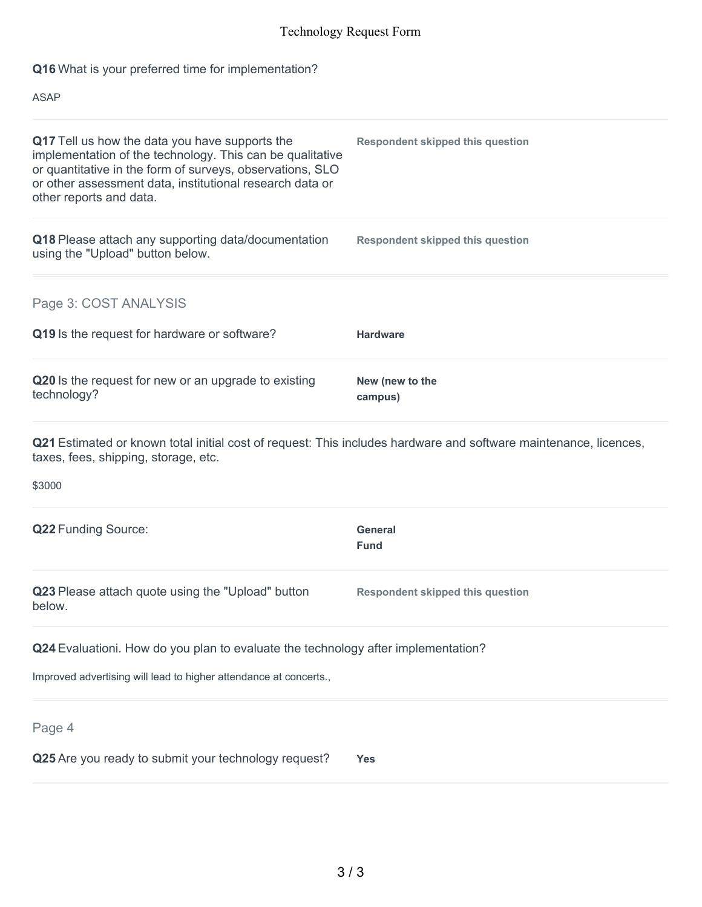**Q16** What is your preferred time for implementation?

ASAP

**Q17** Tell us how the data you have supports the implementation of the technology. This can be qualitative or quantitative in the form of surveys, observations, SLO or other assessment data, institutional research data or other reports and data.

**Respondent skipped this question**

**Q18** Please attach any supporting data/documentation using the "Upload" button below.

**Respondent skipped this question**

## Page 3: COST ANALYSIS

**Q19** Is the request for hardware or software?

**Hardware**

**Q20** Is the request for new or an upgrade to existing technology?

**New (new to the campus)**

**Q21** Estimated or known total initial cost of request: This includes hardware and software maintenance, licences, taxes, fees, shipping, storage, etc.

$3000

**Q22** Funding Source:

**General Fund**

**Q23** Please attach quote using the "Upload" button below.

**Respondent skipped this question**

**Q24** Evaluationi. How do you plan to evaluate the technology after implementation?

Improved advertising will lead to higher attendance at concerts.,

## Page 4

**Q25** Are you ready to submit your technology request?

**Yes**